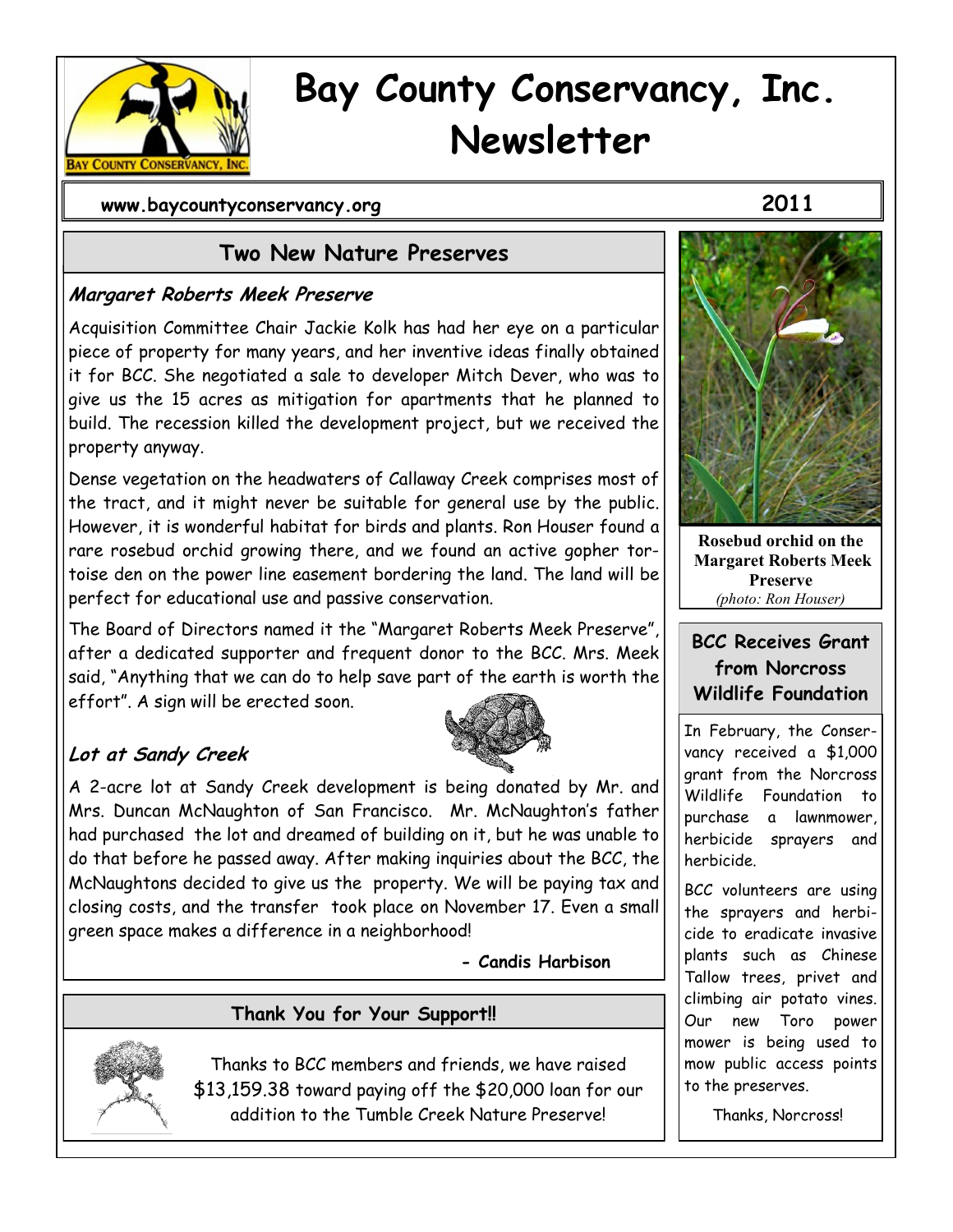# Bay County Conservancy, Inc. Newsletter

**www.baycountyconservancy.org** **2011**

## Two New Nature Preserves

### *Margaret Roberts Meek Preserve*

Acquisition Committee Chair Jackie Kolk has had her eye on a particular piece of property for many years, and her inventive ideas finally obtained it for BCC. She negotiated a sale to developer Mitch Dever, who was to give us the 15 acres as mitigation for apartments that he planned to build. The recession killed the development project, but we received the property anyway.

Dense vegetation on the headwaters of Callaway Creek comprises most of the tract, and it might never be suitable for general use by the public. However, it is wonderful habitat for birds and plants. Ron Houser found a rare rosebud orchid growing there, and we found an active gopher tortoise den on the power line easement bordering the land. The land will be perfect for educational use and passive conservation.

The Board of Directors named it the "Margaret Roberts Meek Preserve", after a dedicated supporter and frequent donor to the BCC. Mrs. Meek said, "Anything that we can do to help save part of the earth is worth the effort". A sign will be erected soon.

### *Lot at Sandy Creek*

A 2-acre lot at Sandy Creek development is being donated by Mr. and Mrs. Duncan McNaughton of San Francisco. Mr. McNaughton's father had purchased the lot and dreamed of building on it, but he was unable to do that before he passed away. After making inquiries about the BCC, the McNaughtons decided to give us the property. We will be paying tax and closing costs, and the transfer took place on November 17. Even a small green space makes a difference in a neighborhood!

**- Candis Harbison**

**Rosebud orchid on the Margaret Roberts Meek Preserve**
*(photo: Ron Houser)*

## BCC Receives Grant from Norcross Wildlife Foundation

In February, the Conservancy received a $1,000 grant from the Norcross Wildlife Foundation to purchase a lawnmower, herbicide sprayers and herbicide.

BCC volunteers are using the sprayers and herbicide to eradicate invasive plants such as Chinese Tallow trees, privet and climbing air potato vines. Our new Toro power mower is being used to mow public access points to the preserves.

Thanks, Norcross!

## Thank You for Your Support!!

Thanks to BCC members and friends, we have raised $13,159.38 toward paying off the $20,000 loan for our addition to the Tumble Creek Nature Preserve!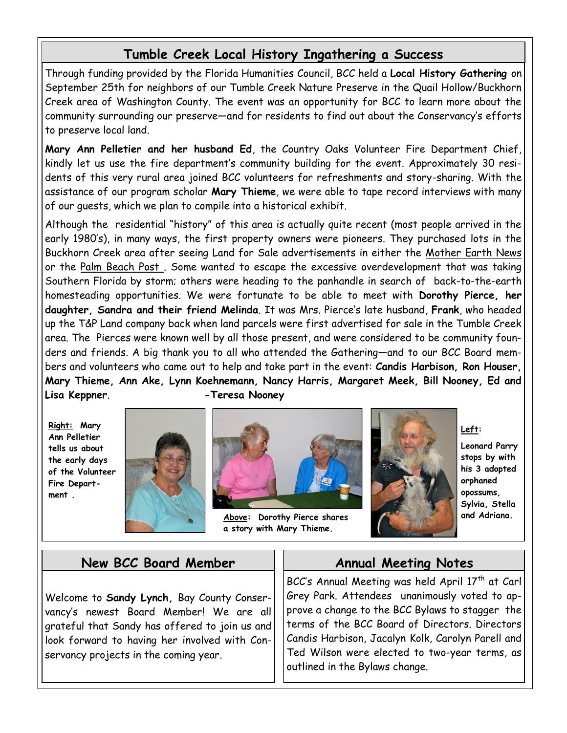## Tumble Creek Local History Ingathering a Success

Through funding provided by the Florida Humanities Council, BCC held a **Local History Gathering** on September 25th for neighbors of our Tumble Creek Nature Preserve in the Quail Hollow/Buckhorn Creek area of Washington County. The event was an opportunity for BCC to learn more about the community surrounding our preserve—and for residents to find out about the Conservancy's efforts to preserve local land.

**Mary Ann Pelletier and her husband Ed**, the Country Oaks Volunteer Fire Department Chief, kindly let us use the fire department's community building for the event. Approximately 30 residents of this very rural area joined BCC volunteers for refreshments and story-sharing. With the assistance of our program scholar **Mary Thieme**, we were able to tape record interviews with many of our guests, which we plan to compile into a historical exhibit.

Although the residential "history" of this area is actually quite recent (most people arrived in the early 1980's), in many ways, the first property owners were pioneers. They purchased lots in the Buckhorn Creek area after seeing Land for Sale advertisements in either the Mother Earth News or the Palm Beach Post. Some wanted to escape the excessive overdevelopment that was taking Southern Florida by storm; others were heading to the panhandle in search of back-to-the-earth homesteading opportunities. We were fortunate to be able to meet with **Dorothy Pierce, her daughter, Sandra and their friend Melinda**. It was Mrs. Pierce's late husband, **Frank**, who headed up the T&P Land company back when land parcels were first advertised for sale in the Tumble Creek area. The Pierces were known well by all those present, and were considered to be community founders and friends. A big thank you to all who attended the Gathering—and to our BCC Board members and volunteers who came out to help and take part in the event: **Candis Harbison, Ron Houser, Mary Thieme, Ann Ake, Lynn Koehnemann, Nancy Harris, Margaret Meek, Bill Nooney, Ed and Lisa Keppner**.

**-Teresa Nooney**

**Right: Mary Ann Pelletier tells us about the early days of the Volunteer Fire Department .**

**Above: Dorothy Pierce shares a story with Mary Thieme.**

**Left: Leonard Parry stops by with his 3 adopted orphaned opossums, Sylvia, Stella and Adriana.**

## New BCC Board Member

Welcome to **Sandy Lynch,** Bay County Conservancy's newest Board Member! We are all grateful that Sandy has offered to join us and look forward to having her involved with Conservancy projects in the coming year.

## Annual Meeting Notes

BCC's Annual Meeting was held April 17th at Carl Grey Park. Attendees unanimously voted to approve a change to the BCC Bylaws to stagger the terms of the BCC Board of Directors. Directors Candis Harbison, Jacalyn Kolk, Carolyn Parell and Ted Wilson were elected to two-year terms, as outlined in the Bylaws change.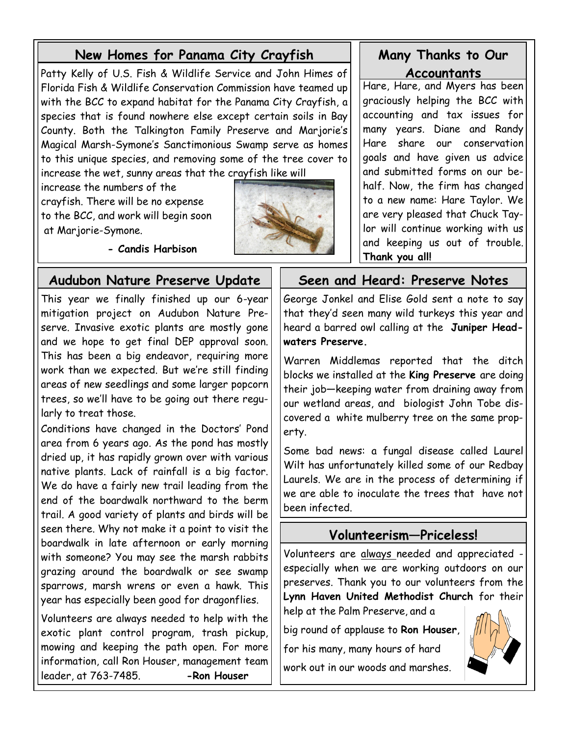## New Homes for Panama City Crayfish

Patty Kelly of U.S. Fish & Wildlife Service and John Himes of Florida Fish & Wildlife Conservation Commission have teamed up with the BCC to expand habitat for the Panama City Crayfish, a species that is found nowhere else except certain soils in Bay County. Both the Talkington Family Preserve and Marjorie's Magical Marsh-Symone's Sanctimonious Swamp serve as homes to this unique species, and removing some of the tree cover to increase the wet, sunny areas that the crayfish like will increase the numbers of the crayfish. There will be no expense to the BCC, and work will begin soon at Marjorie-Symone.

**- Candis Harbison**

## Many Thanks to Our Accountants

Hare, Hare, and Myers has been graciously helping the BCC with accounting and tax issues for many years. Diane and Randy Hare share our conservation goals and have given us advice and submitted forms on our behalf. Now, the firm has changed to a new name: Hare Taylor. We are very pleased that Chuck Taylor will continue working with us and keeping us out of trouble. **Thank you all!**

## Audubon Nature Preserve Update

This year we finally finished up our 6-year mitigation project on Audubon Nature Preserve. Invasive exotic plants are mostly gone and we hope to get final DEP approval soon. This has been a big endeavor, requiring more work than we expected. But we're still finding areas of new seedlings and some larger popcorn trees, so we'll have to be going out there regularly to treat those.

Conditions have changed in the Doctors' Pond area from 6 years ago. As the pond has mostly dried up, it has rapidly grown over with various native plants. Lack of rainfall is a big factor. We do have a fairly new trail leading from the end of the boardwalk northward to the berm trail. A good variety of plants and birds will be seen there. Why not make it a point to visit the boardwalk in late afternoon or early morning with someone? You may see the marsh rabbits grazing around the boardwalk or see swamp sparrows, marsh wrens or even a hawk. This year has especially been good for dragonflies.

Volunteers are always needed to help with the exotic plant control program, trash pickup, mowing and keeping the path open. For more information, call Ron Houser, management team leader, at 763-7485. **-Ron Houser**

## Seen and Heard: Preserve Notes

George Jonkel and Elise Gold sent a note to say that they'd seen many wild turkeys this year and heard a barred owl calling at the **Juniper Headwaters Preserve.**

Warren Middlemas reported that the ditch blocks we installed at the **King Preserve** are doing their job—keeping water from draining away from our wetland areas, and biologist John Tobe discovered a white mulberry tree on the same property.

Some bad news: a fungal disease called Laurel Wilt has unfortunately killed some of our Redbay Laurels. We are in the process of determining if we are able to inoculate the trees that have not been infected.

## Volunteerism—Priceless!

Volunteers are <u>always</u> needed and appreciated - especially when we are working outdoors on our preserves. Thank you to our volunteers from the **Lynn Haven United Methodist Church** for their help at the Palm Preserve, and a big round of applause to **Ron Houser**, for his many, many hours of hard work out in our woods and marshes.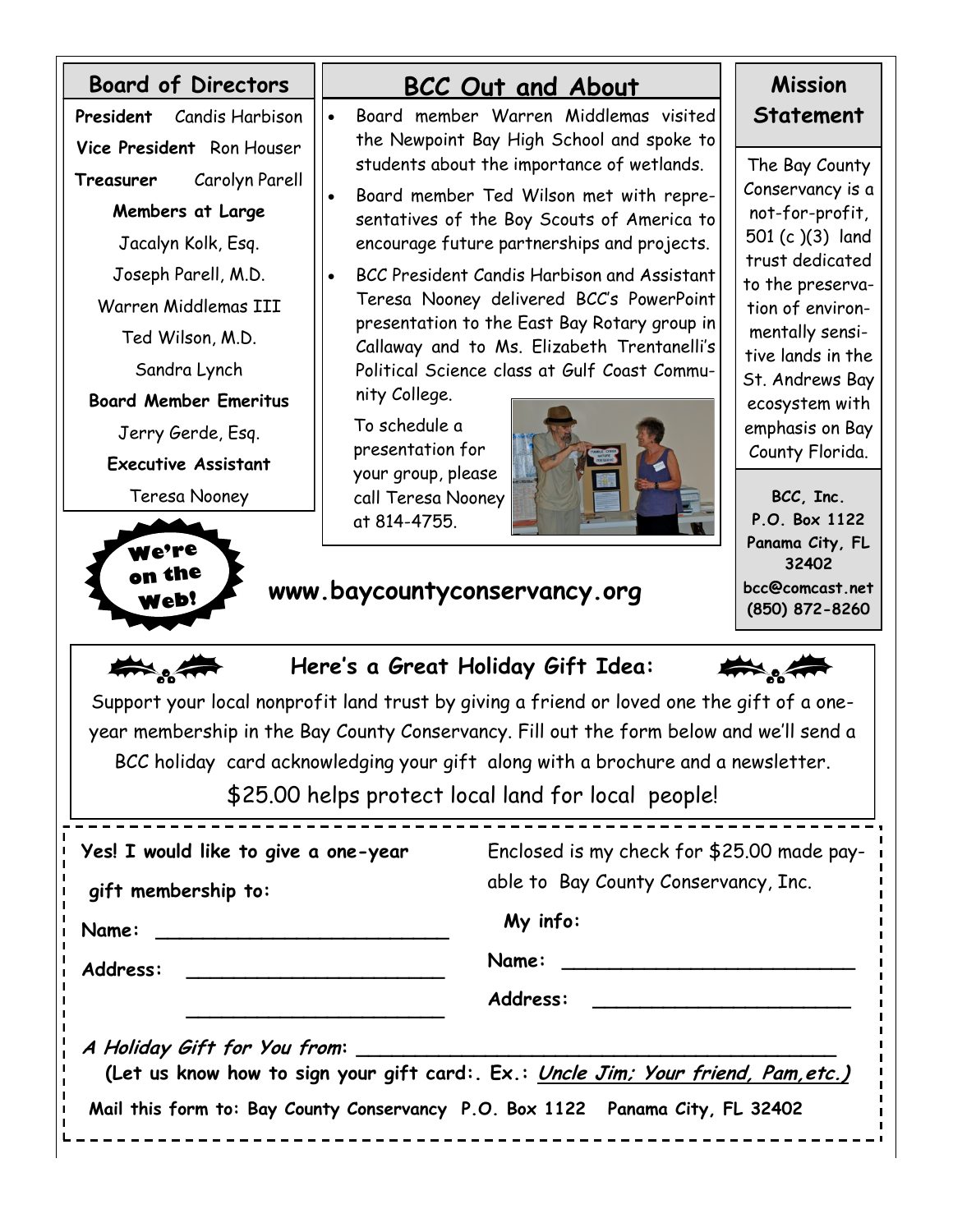## Board of Directors

**President** Candis Harbison

**Vice President** Ron Houser

**Treasurer** Carolyn Parell

**Members at Large**

Jacalyn Kolk, Esq.

Joseph Parell, M.D.

Warren Middlemas III

Ted Wilson, M.D.

Sandra Lynch

**Board Member Emeritus**

Jerry Gerde, Esq.

**Executive Assistant**

Teresa Nooney

## BCC Out and About

- Board member Warren Middlemas visited the Newpoint Bay High School and spoke to students about the importance of wetlands.
- Board member Ted Wilson met with representatives of the Boy Scouts of America to encourage future partnerships and projects.
- BCC President Candis Harbison and Assistant Teresa Nooney delivered BCC's PowerPoint presentation to the East Bay Rotary group in Callaway and to Ms. Elizabeth Trentanelli's Political Science class at Gulf Coast Community College.

To schedule a presentation for your group, please call Teresa Nooney at 814-4755.

## Mission Statement

The Bay County Conservancy is a not-for-profit, 501 (c )(3) land trust dedicated to the preservation of environmentally sensitive lands in the St. Andrews Bay ecosystem with emphasis on Bay County Florida.

**BCC, Inc.**
**P.O. Box 1122**
**Panama City, FL 32402**
**bcc@comcast.net**
**(850) 872-8260**

We're on the Web!

**www.baycountyconservancy.org**

### Here's a Great Holiday Gift Idea:

Support your local nonprofit land trust by giving a friend or loved one the gift of a one-year membership in the Bay County Conservancy. Fill out the form below and we'll send a BCC holiday card acknowledging your gift along with a brochure and a newsletter.

$25.00 helps protect local land for local people!

**Yes! I would like to give a one-year gift membership to:**

**Name:** ___________________________

**Address:** ________________________

________________________

Enclosed is my check for $25.00 made payable to Bay County Conservancy, Inc.

**My info:**

**Name:** ___________________________

**Address:** ________________________

***A Holiday Gift for You from*:** ___________________________________________

**(Let us know how to sign your gift card:. Ex.: *Uncle Jim; Your friend, Pam,etc.)***

**Mail this form to: Bay County Conservancy P.O. Box 1122 Panama City, FL 32402**